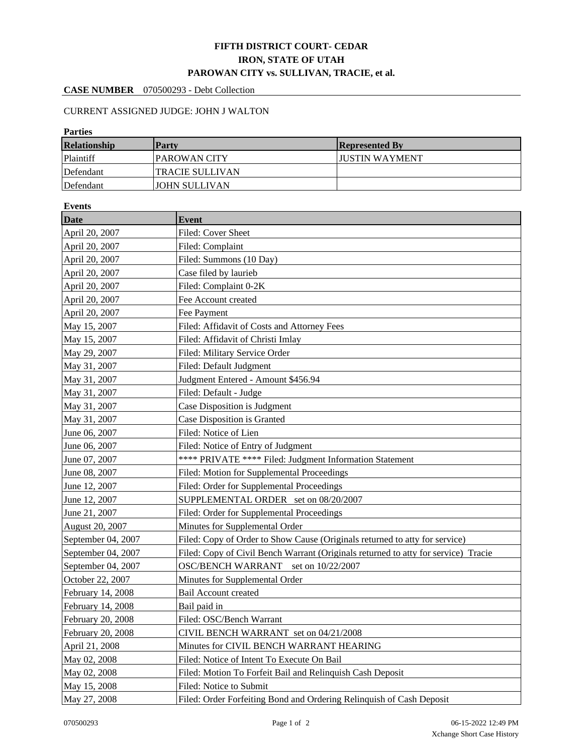# FIFTH DISTRICT COURT- CEDAR
# IRON, STATE OF UTAH
# PAROWAN CITY vs. SULLIVAN, TRACIE, et al.

**CASE NUMBER** 070500293 - Debt Collection

CURRENT ASSIGNED JUDGE: JOHN J WALTON

**Parties**

| Relationship | Party | Represented By |
|---|---|---|
| Plaintiff | PAROWAN CITY | JUSTIN WAYMENT |
| Defendant | TRACIE SULLIVAN | |
| Defendant | JOHN SULLIVAN | |

**Events**

| Date | Event |
|---|---|
| April 20, 2007 | Filed: Cover Sheet |
| April 20, 2007 | Filed: Complaint |
| April 20, 2007 | Filed: Summons (10 Day) |
| April 20, 2007 | Case filed by laurieb |
| April 20, 2007 | Filed: Complaint 0-2K |
| April 20, 2007 | Fee Account created |
| April 20, 2007 | Fee Payment |
| May 15, 2007 | Filed: Affidavit of Costs and Attorney Fees |
| May 15, 2007 | Filed: Affidavit of Christi Imlay |
| May 29, 2007 | Filed: Military Service Order |
| May 31, 2007 | Filed: Default Judgment |
| May 31, 2007 | Judgment Entered - Amount $456.94 |
| May 31, 2007 | Filed: Default - Judge |
| May 31, 2007 | Case Disposition is Judgment |
| May 31, 2007 | Case Disposition is Granted |
| June 06, 2007 | Filed: Notice of Lien |
| June 06, 2007 | Filed: Notice of Entry of Judgment |
| June 07, 2007 | **** PRIVATE **** Filed: Judgment Information Statement |
| June 08, 2007 | Filed: Motion for Supplemental Proceedings |
| June 12, 2007 | Filed: Order for Supplemental Proceedings |
| June 12, 2007 | SUPPLEMENTAL ORDER set on 08/20/2007 |
| June 21, 2007 | Filed: Order for Supplemental Proceedings |
| August 20, 2007 | Minutes for Supplemental Order |
| September 04, 2007 | Filed: Copy of Order to Show Cause (Originals returned to atty for service) |
| September 04, 2007 | Filed: Copy of Civil Bench Warrant (Originals returned to atty for service) Tracie |
| September 04, 2007 | OSC/BENCH WARRANT set on 10/22/2007 |
| October 22, 2007 | Minutes for Supplemental Order |
| February 14, 2008 | Bail Account created |
| February 14, 2008 | Bail paid in |
| February 20, 2008 | Filed: OSC/Bench Warrant |
| February 20, 2008 | CIVIL BENCH WARRANT set on 04/21/2008 |
| April 21, 2008 | Minutes for CIVIL BENCH WARRANT HEARING |
| May 02, 2008 | Filed: Notice of Intent To Execute On Bail |
| May 02, 2008 | Filed: Motion To Forfeit Bail and Relinquish Cash Deposit |
| May 15, 2008 | Filed: Notice to Submit |
| May 27, 2008 | Filed: Order Forfeiting Bond and Ordering Relinquish of Cash Deposit |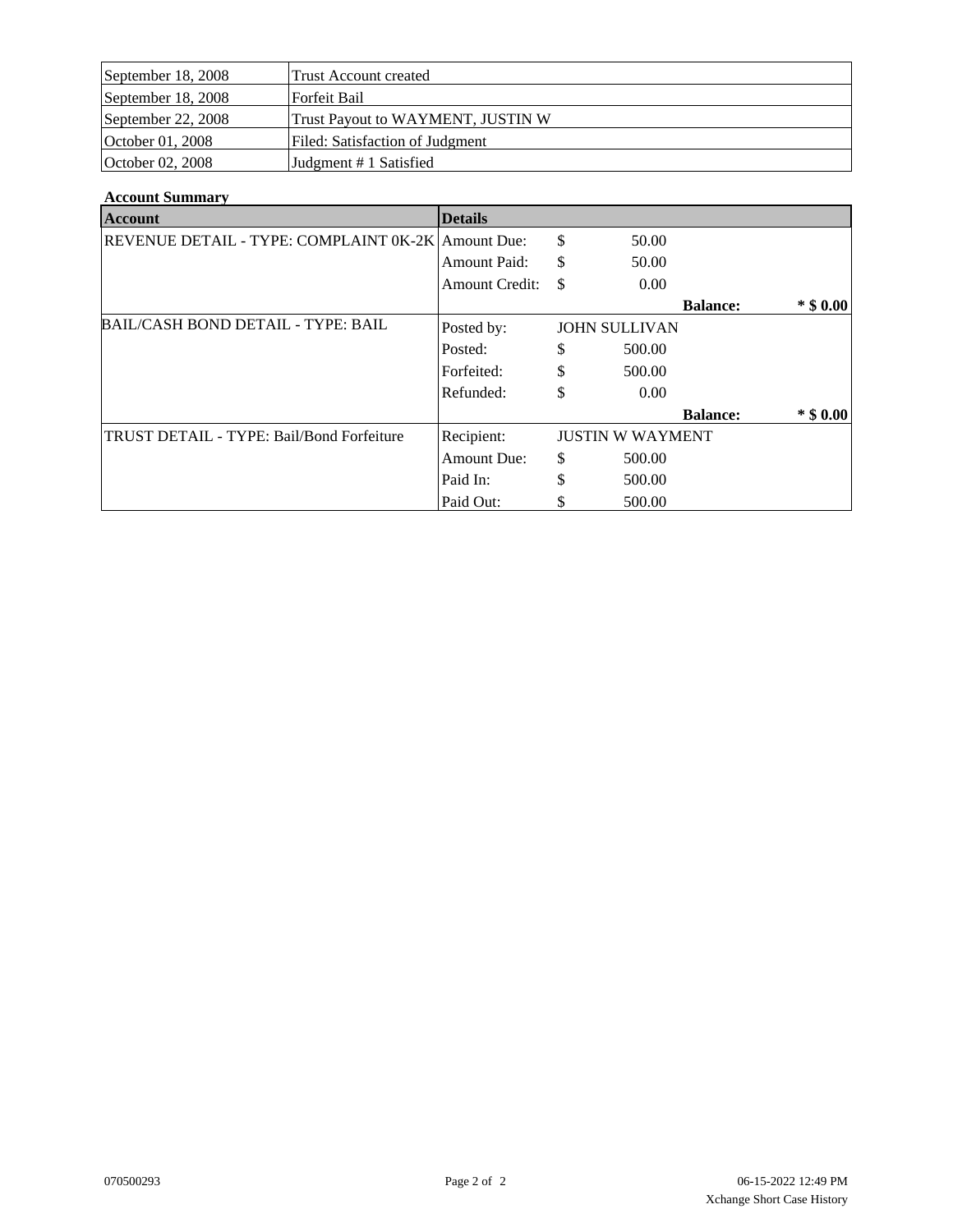| | |
|---|---|
| September 18, 2008 | Trust Account created |
| September 18, 2008 | Forfeit Bail |
| September 22, 2008 | Trust Payout to WAYMENT, JUSTIN W |
| October 01, 2008 | Filed: Satisfaction of Judgment |
| October 02, 2008 | Judgment # 1 Satisfied |

**Account Summary**

| Account | Details | | | | |
|---|---|---|---|---|---|
| REVENUE DETAIL - TYPE: COMPLAINT 0K-2K | Amount Due: | $ | 50.00 | | |
| | Amount Paid: | $ | 50.00 | | |
| | Amount Credit: | $ | 0.00 | | |
| | | | | **Balance:** | *** $ 0.00** |
| BAIL/CASH BOND DETAIL - TYPE: BAIL | Posted by: | JOHN SULLIVAN | | | |
| | Posted: | $ | 500.00 | | |
| | Forfeited: | $ | 500.00 | | |
| | Refunded: | $ | 0.00 | | |
| | | | | **Balance:** | *** $ 0.00** |
| TRUST DETAIL - TYPE: Bail/Bond Forfeiture | Recipient: | JUSTIN W WAYMENT | | | |
| | Amount Due: | $ | 500.00 | | |
| | Paid In: | $ | 500.00 | | |
| | Paid Out: | $ | 500.00 | | |

070500293

06-15-2022 12:49 PM
Xchange Short Case History